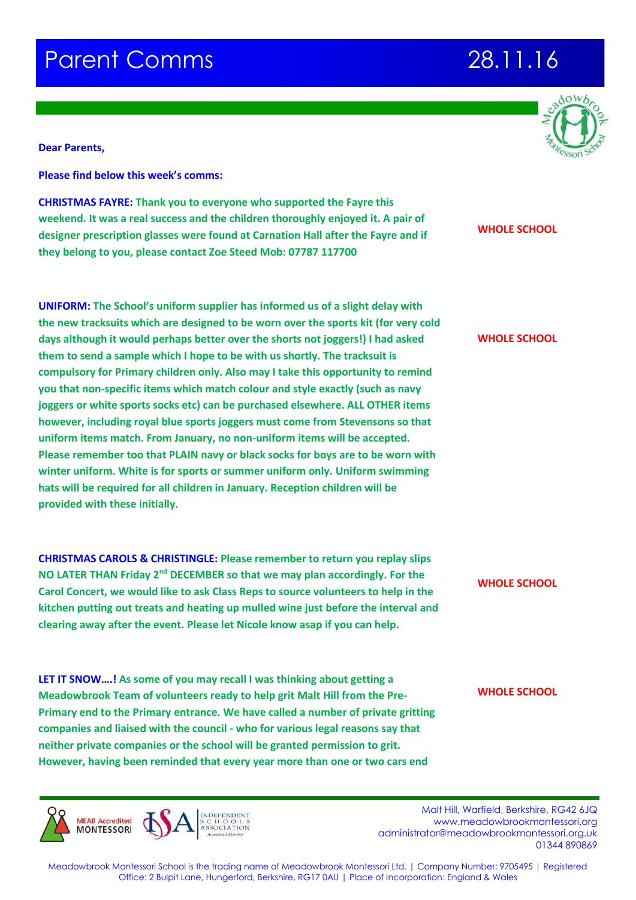# Parent Comms 28.11.16

**Dear Parents,**

**Please find below this week's comms:**

**CHRISTMAS FAYRE: Thank you to everyone who supported the Fayre this weekend. It was a real success and the children thoroughly enjoyed it. A pair of designer prescription glasses were found at Carnation Hall after the Fayre and if they belong to you, please contact Zoe Steed Mob: 07787 117700**

**WHOLE SCHOOL**

**UNIFORM: The School's uniform supplier has informed us of a slight delay with the new tracksuits which are designed to be worn over the sports kit (for very cold days although it would perhaps better over the shorts not joggers!) I had asked them to send a sample which I hope to be with us shortly. The tracksuit is compulsory for Primary children only. Also may I take this opportunity to remind you that non-specific items which match colour and style exactly (such as navy joggers or white sports socks etc) can be purchased elsewhere. ALL OTHER items however, including royal blue sports joggers must come from Stevensons so that uniform items match. From January, no non-uniform items will be accepted. Please remember too that PLAIN navy or black socks for boys are to be worn with winter uniform. White is for sports or summer uniform only. Uniform swimming hats will be required for all children in January. Reception children will be provided with these initially.**

**WHOLE SCHOOL**

**CHRISTMAS CAROLS & CHRISTINGLE: Please remember to return you replay slips NO LATER THAN Friday 2nd DECEMBER so that we may plan accordingly. For the Carol Concert, we would like to ask Class Reps to source volunteers to help in the kitchen putting out treats and heating up mulled wine just before the interval and clearing away after the event. Please let Nicole know asap if you can help.**

**WHOLE SCHOOL**

**LET IT SNOW….! As some of you may recall I was thinking about getting a Meadowbrook Team of volunteers ready to help grit Malt Hill from the Pre-Primary end to the Primary entrance. We have called a number of private gritting companies and liaised with the council - who for various legal reasons say that neither private companies or the school will be granted permission to grit. However, having been reminded that every year more than one or two cars end**

**WHOLE SCHOOL**

MEAB Accredited MONTESSORI | ISA Independent Schools Association Accredited Member

Malt Hill, Warfield, Berkshire, RG42 6JQ
www.meadowbrookmontessori.org
administrator@meadowbrookmontessori.org.uk
01344 890869

Meadowbrook Montessori School is the trading name of Meadowbrook Montessori Ltd. | Company Number: 9705495 | Registered Office: 2 Bulpit Lane, Hungerford, Berkshire, RG17 0AU | Place of Incorporation: England & Wales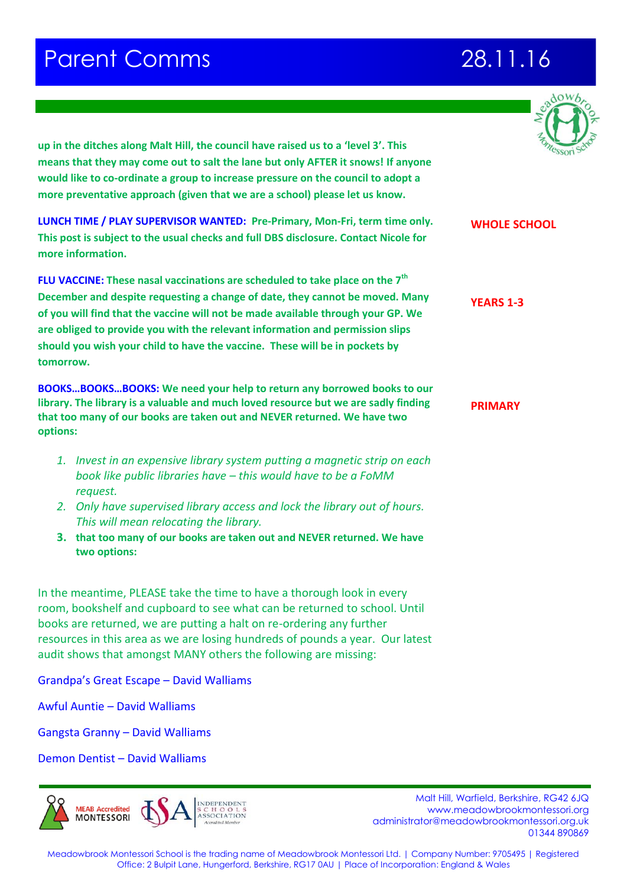# Parent Comms 28.11.16

**up in the ditches along Malt Hill, the council have raised us to a 'level 3'. This means that they may come out to salt the lane but only AFTER it snows! If anyone would like to co-ordinate a group to increase pressure on the council to adopt a more preventative approach (given that we are a school) please let us know.**

**WHOLE SCHOOL**

**LUNCH TIME / PLAY SUPERVISOR WANTED: Pre-Primary, Mon-Fri, term time only. This post is subject to the usual checks and full DBS disclosure. Contact Nicole for more information.**

**YEARS 1-3**

**FLU VACCINE: These nasal vaccinations are scheduled to take place on the 7th December and despite requesting a change of date, they cannot be moved. Many of you will find that the vaccine will not be made available through your GP. We are obliged to provide you with the relevant information and permission slips should you wish your child to have the vaccine. These will be in pockets by tomorrow.**

**PRIMARY**

**BOOKS…BOOKS…BOOKS: We need your help to return any borrowed books to our library. The library is a valuable and much loved resource but we are sadly finding that too many of our books are taken out and NEVER returned. We have two options:**

1. *Invest in an expensive library system putting a magnetic strip on each book like public libraries have – this would have to be a FoMM request.*
2. *Only have supervised library access and lock the library out of hours. This will mean relocating the library.*
3. **that too many of our books are taken out and NEVER returned. We have two options:**

In the meantime, PLEASE take the time to have a thorough look in every room, bookshelf and cupboard to see what can be returned to school. Until books are returned, we are putting a halt on re-ordering any further resources in this area as we are losing hundreds of pounds a year. Our latest audit shows that amongst MANY others the following are missing:

Grandpa's Great Escape – David Walliams

Awful Auntie – David Walliams

Gangsta Granny – David Walliams

Demon Dentist – David Walliams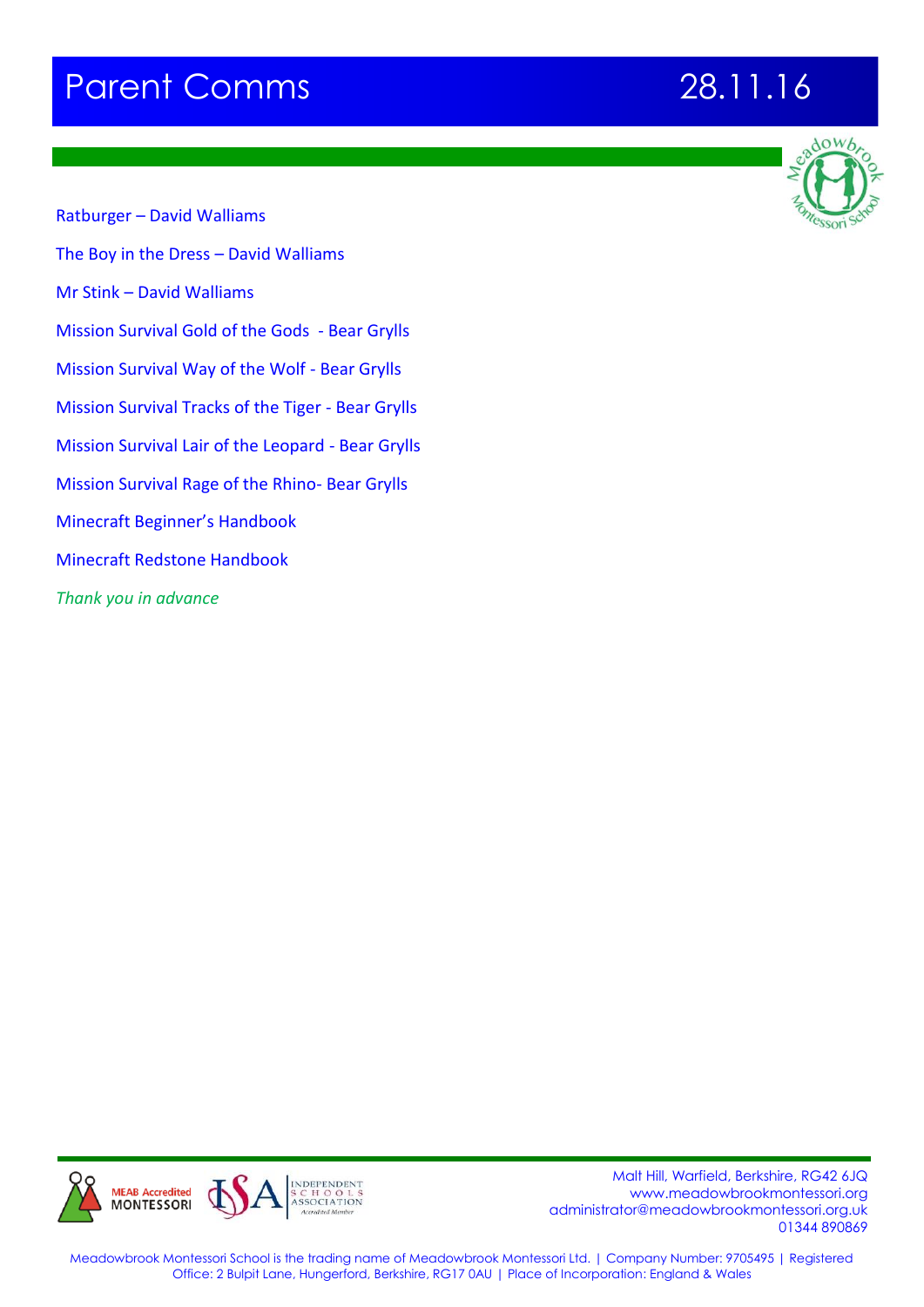Ratburger – David Walliams

The Boy in the Dress – David Walliams

Mr Stink – David Walliams

Mission Survival Gold of the Gods - Bear Grylls

Mission Survival Way of the Wolf - Bear Grylls

Mission Survival Tracks of the Tiger - Bear Grylls

Mission Survival Lair of the Leopard - Bear Grylls

Mission Survival Rage of the Rhino- Bear Grylls

Minecraft Beginner's Handbook

Minecraft Redstone Handbook

*Thank you in advance*